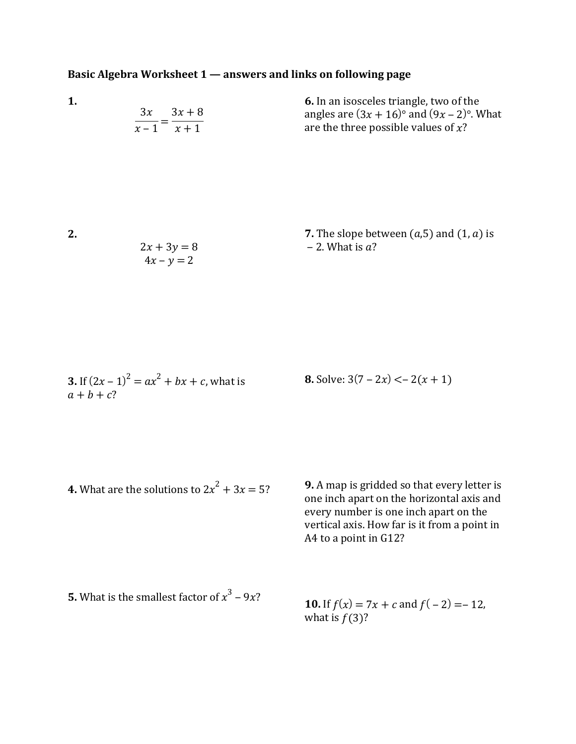**Basic Algebra Worksheet 1 — answers and links on following page**

**1.**

$$\frac{3x}{x-1} = \frac{3x+8}{x+1}$$

**2.**

$$2x + 3y = 8$$
$$4x - y = 2$$

**3.** If $(2x-1)^2 = ax^2 + bx + c$, what is $a + b + c$?

**4.** What are the solutions to $2x^2 + 3x = 5$?

**5.** What is the smallest factor of $x^3 - 9x$?

**6.** In an isosceles triangle, two of the angles are $(3x+16)°$ and $(9x-2)°$. What are the three possible values of $x$?

**7.** The slope between $(a, 5)$ and $(1, a)$ is $-2$. What is $a$?

**8.** Solve: $3(7-2x) < -2(x+1)$

**9.** A map is gridded so that every letter is one inch apart on the horizontal axis and every number is one inch apart on the vertical axis. How far is it from a point in A4 to a point in G12?

**10.** If $f(x) = 7x + c$ and $f(-2) = -12$, what is $f(3)$?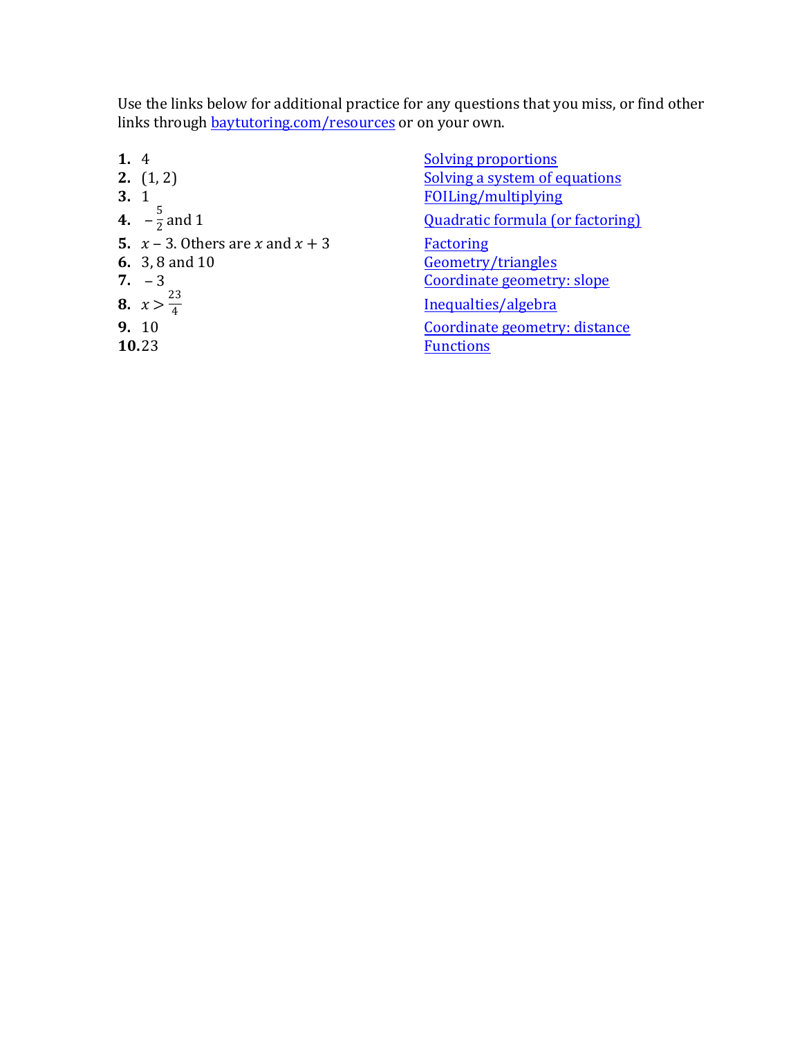Use the links below for additional practice for any questions that you miss, or find other links through baytutoring.com/resources or on your own.

| | | |
|---|---|---|
| **1.** | 4 | Solving proportions |
| **2.** | (1, 2) | Solving a system of equations |
| **3.** | 1 | FOILing/multiplying |
| **4.** | $-\frac{5}{2}$ and 1 | Quadratic formula (or factoring) |
| **5.** | $x - 3$. Others are $x$ and $x + 3$ | Factoring |
| **6.** | 3, 8 and 10 | Geometry/triangles |
| **7.** | $-3$ | Coordinate geometry: slope |
| **8.** | $x > \frac{23}{4}$ | Inequalties/algebra |
| **9.** | 10 | Coordinate geometry: distance |
| **10.** | 23 | Functions |